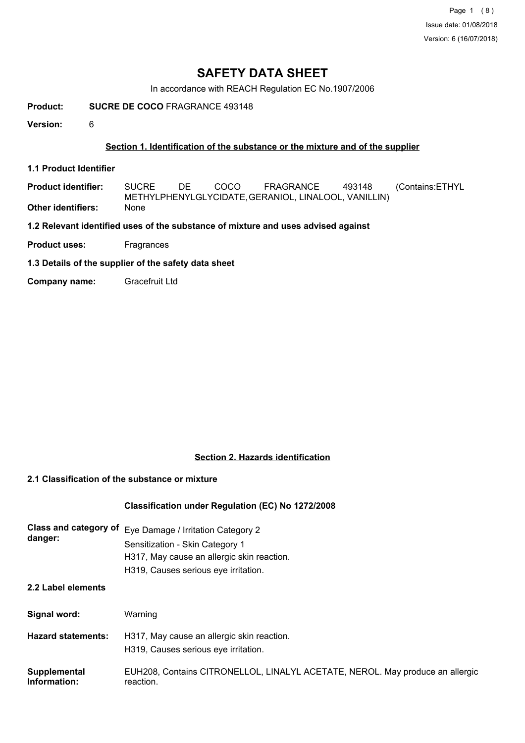# SAFETY DATA SHEET

In accordance with REACH Regulation EC No.1907/2006

**Product:** **SUCRE DE COCO** FRAGRANCE 493148

**Version:** 6

## Section 1. Identification of the substance or the mixture and of the supplier

### 1.1 Product Identifier

**Product identifier:** SUCRE DE COCO FRAGRANCE 493148 (Contains:ETHYL METHYLPHENYLGLYCIDATE, GERANIOL, LINALOOL, VANILLIN)

**Other identifiers:** None

### 1.2 Relevant identified uses of the substance of mixture and uses advised against

**Product uses:** Fragrances

### 1.3 Details of the supplier of the safety data sheet

**Company name:** Gracefruit Ltd

## Section 2. Hazards identification

### 2.1 Classification of the substance or mixture

**Classification under Regulation (EC) No 1272/2008**

**Class and category of danger:** Eye Damage / Irritation Category 2
Sensitization - Skin Category 1
H317, May cause an allergic skin reaction.
H319, Causes serious eye irritation.

### 2.2 Label elements

**Signal word:** Warning

**Hazard statements:** H317, May cause an allergic skin reaction.
H319, Causes serious eye irritation.

**Supplemental Information:** EUH208, Contains CITRONELLOL, LINALYL ACETATE, NEROL. May produce an allergic reaction.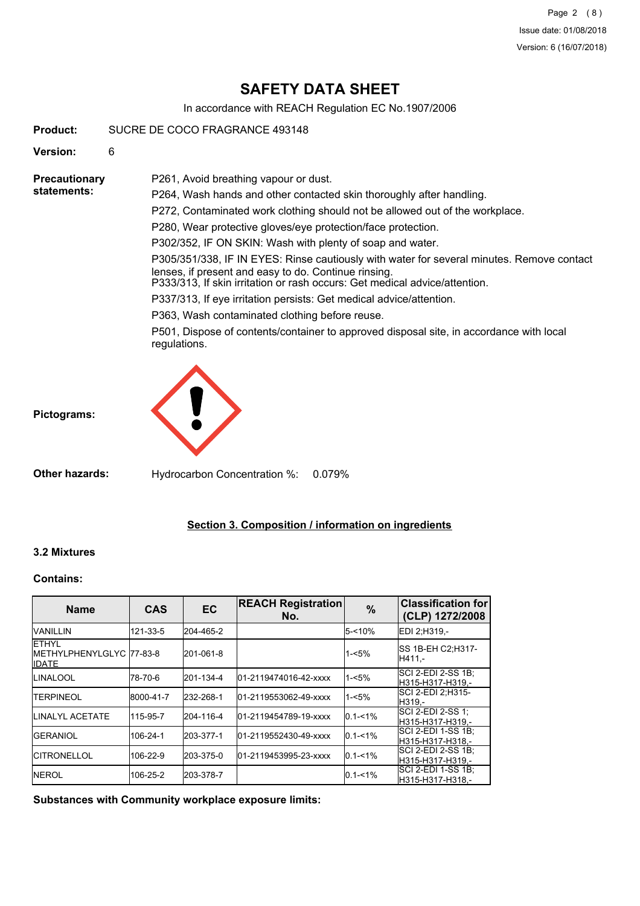# SAFETY DATA SHEET

In accordance with REACH Regulation EC No.1907/2006

**Product:** SUCRE DE COCO FRAGRANCE 493148

**Version:** 6

**Precautionary statements:**

P261, Avoid breathing vapour or dust.

P264, Wash hands and other contacted skin thoroughly after handling.

P272, Contaminated work clothing should not be allowed out of the workplace.

P280, Wear protective gloves/eye protection/face protection.

P302/352, IF ON SKIN: Wash with plenty of soap and water.

P305/351/338, IF IN EYES: Rinse cautiously with water for several minutes. Remove contact lenses, if present and easy to do. Continue rinsing.
P333/313, If skin irritation or rash occurs: Get medical advice/attention.

P337/313, If eye irritation persists: Get medical advice/attention.

P363, Wash contaminated clothing before reuse.

P501, Dispose of contents/container to approved disposal site, in accordance with local regulations.

**Pictograms:**

**Other hazards:** Hydrocarbon Concentration %: 0.079%

## Section 3. Composition / information on ingredients

### 3.2 Mixtures

**Contains:**

| Name | CAS | EC | REACH Registration No. | % | Classification for (CLP) 1272/2008 |
|---|---|---|---|---|---|
| VANILLIN | 121-33-5 | 204-465-2 | | 5-<10% | EDI 2;H319,- |
| ETHYL METHYLPHENYLGLYCIDATE | 77-83-8 | 201-061-8 | | 1-<5% | SS 1B-EH C2;H317-H411,- |
| LINALOOL | 78-70-6 | 201-134-4 | 01-2119474016-42-xxxx | 1-<5% | SCI 2-EDI 2-SS 1B;H315-H317-H319,- |
| TERPINEOL | 8000-41-7 | 232-268-1 | 01-2119553062-49-xxxx | 1-<5% | SCI 2-EDI 2;H315-H319,- |
| LINALYL ACETATE | 115-95-7 | 204-116-4 | 01-2119454789-19-xxxx | 0.1-<1% | SCI 2-EDI 2-SS 1;H315-H317-H319,- |
| GERANIOL | 106-24-1 | 203-377-1 | 01-2119552430-49-xxxx | 0.1-<1% | SCI 2-EDI 1-SS 1B;H315-H317-H318,- |
| CITRONELLOL | 106-22-9 | 203-375-0 | 01-2119453995-23-xxxx | 0.1-<1% | SCI 2-EDI 2-SS 1B;H315-H317-H319,- |
| NEROL | 106-25-2 | 203-378-7 | | 0.1-<1% | SCI 2-EDI 1-SS 1B;H315-H317-H318,- |

**Substances with Community workplace exposure limits:**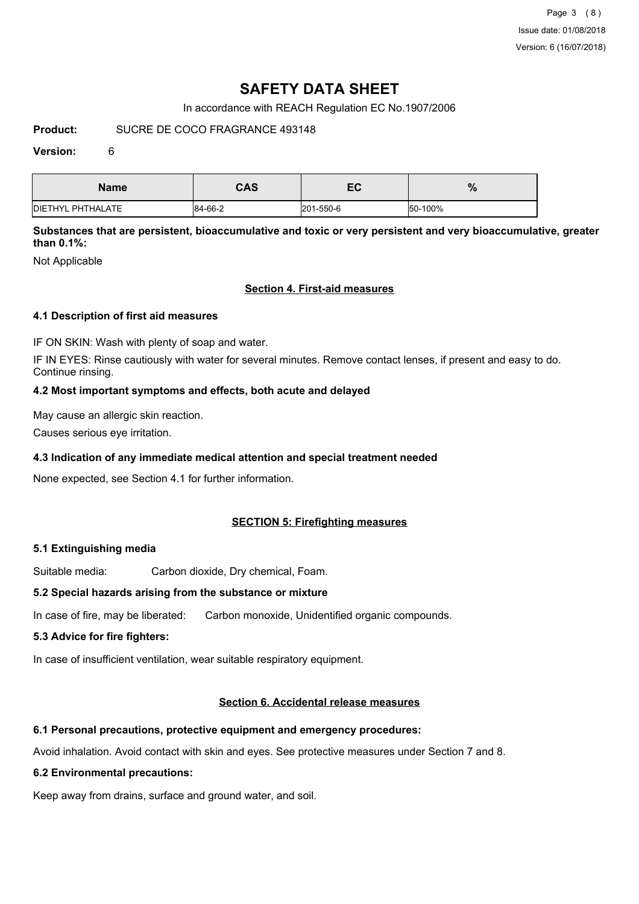# SAFETY DATA SHEET

In accordance with REACH Regulation EC No.1907/2006

**Product:** SUCRE DE COCO FRAGRANCE 493148

**Version:** 6

| Name | CAS | EC | % |
|---|---|---|---|
| DIETHYL PHTHALATE | 84-66-2 | 201-550-6 | 50-100% |

**Substances that are persistent, bioaccumulative and toxic or very persistent and very bioaccumulative, greater than 0.1%:**

Not Applicable

## Section 4. First-aid measures

### 4.1 Description of first aid measures

IF ON SKIN: Wash with plenty of soap and water.

IF IN EYES: Rinse cautiously with water for several minutes. Remove contact lenses, if present and easy to do. Continue rinsing.

### 4.2 Most important symptoms and effects, both acute and delayed

May cause an allergic skin reaction.

Causes serious eye irritation.

### 4.3 Indication of any immediate medical attention and special treatment needed

None expected, see Section 4.1 for further information.

## SECTION 5: Firefighting measures

### 5.1 Extinguishing media

Suitable media: Carbon dioxide, Dry chemical, Foam.

### 5.2 Special hazards arising from the substance or mixture

In case of fire, may be liberated: Carbon monoxide, Unidentified organic compounds.

### 5.3 Advice for fire fighters:

In case of insufficient ventilation, wear suitable respiratory equipment.

## Section 6. Accidental release measures

### 6.1 Personal precautions, protective equipment and emergency procedures:

Avoid inhalation. Avoid contact with skin and eyes. See protective measures under Section 7 and 8.

### 6.2 Environmental precautions:

Keep away from drains, surface and ground water, and soil.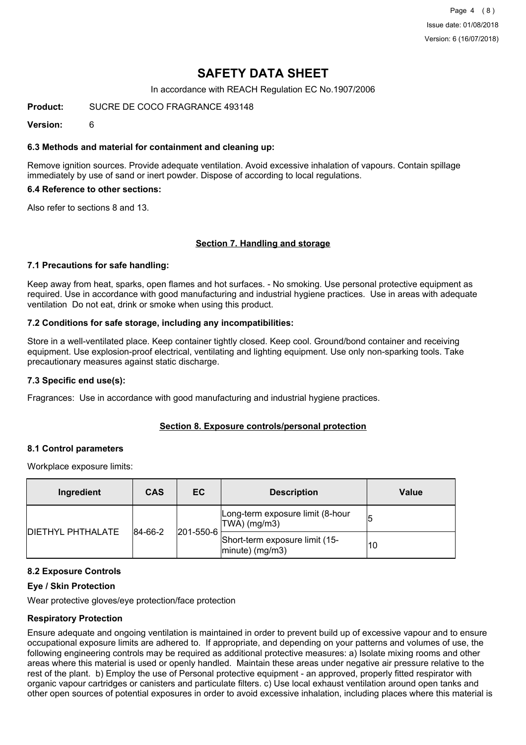# SAFETY DATA SHEET

In accordance with REACH Regulation EC No.1907/2006

**Product:** SUCRE DE COCO FRAGRANCE 493148

**Version:** 6

### 6.3 Methods and material for containment and cleaning up:

Remove ignition sources. Provide adequate ventilation. Avoid excessive inhalation of vapours. Contain spillage immediately by use of sand or inert powder. Dispose of according to local regulations.

### 6.4 Reference to other sections:

Also refer to sections 8 and 13.

## Section 7. Handling and storage

### 7.1 Precautions for safe handling:

Keep away from heat, sparks, open flames and hot surfaces. - No smoking. Use personal protective equipment as required. Use in accordance with good manufacturing and industrial hygiene practices. Use in areas with adequate ventilation Do not eat, drink or smoke when using this product.

### 7.2 Conditions for safe storage, including any incompatibilities:

Store in a well-ventilated place. Keep container tightly closed. Keep cool. Ground/bond container and receiving equipment. Use explosion-proof electrical, ventilating and lighting equipment. Use only non-sparking tools. Take precautionary measures against static discharge.

### 7.3 Specific end use(s):

Fragrances: Use in accordance with good manufacturing and industrial hygiene practices.

## Section 8. Exposure controls/personal protection

### 8.1 Control parameters

Workplace exposure limits:

| Ingredient | CAS | EC | Description | Value |
|---|---|---|---|---|
| DIETHYL PHTHALATE | 84-66-2 | 201-550-6 | Long-term exposure limit (8-hour TWA) (mg/m3) | 5 |
| | | | Short-term exposure limit (15-minute) (mg/m3) | 10 |

### 8.2 Exposure Controls

#### Eye / Skin Protection

Wear protective gloves/eye protection/face protection

#### Respiratory Protection

Ensure adequate and ongoing ventilation is maintained in order to prevent build up of excessive vapour and to ensure occupational exposure limits are adhered to. If appropriate, and depending on your patterns and volumes of use, the following engineering controls may be required as additional protective measures: a) Isolate mixing rooms and other areas where this material is used or openly handled. Maintain these areas under negative air pressure relative to the rest of the plant. b) Employ the use of Personal protective equipment - an approved, properly fitted respirator with organic vapour cartridges or canisters and particulate filters. c) Use local exhaust ventilation around open tanks and other open sources of potential exposures in order to avoid excessive inhalation, including places where this material is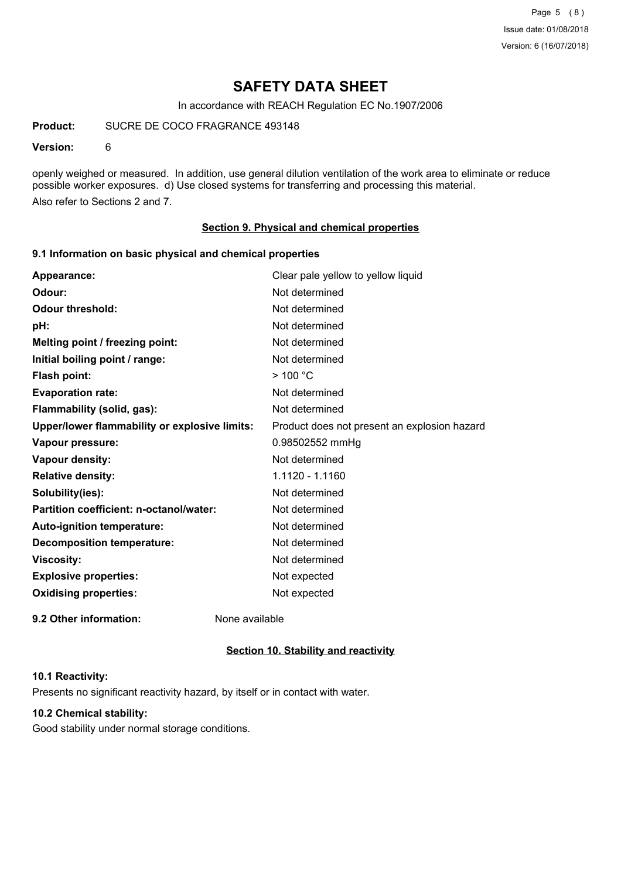# SAFETY DATA SHEET

In accordance with REACH Regulation EC No.1907/2006

**Product:** SUCRE DE COCO FRAGRANCE 493148

**Version:** 6

openly weighed or measured. In addition, use general dilution ventilation of the work area to eliminate or reduce possible worker exposures. d) Use closed systems for transferring and processing this material.

Also refer to Sections 2 and 7.

## Section 9. Physical and chemical properties

### 9.1 Information on basic physical and chemical properties

| | |
|---|---|
| **Appearance:** | Clear pale yellow to yellow liquid |
| **Odour:** | Not determined |
| **Odour threshold:** | Not determined |
| **pH:** | Not determined |
| **Melting point / freezing point:** | Not determined |
| **Initial boiling point / range:** | Not determined |
| **Flash point:** | > 100 °C |
| **Evaporation rate:** | Not determined |
| **Flammability (solid, gas):** | Not determined |
| **Upper/lower flammability or explosive limits:** | Product does not present an explosion hazard |
| **Vapour pressure:** | 0.98502552 mmHg |
| **Vapour density:** | Not determined |
| **Relative density:** | 1.1120 - 1.1160 |
| **Solubility(ies):** | Not determined |
| **Partition coefficient: n-octanol/water:** | Not determined |
| **Auto-ignition temperature:** | Not determined |
| **Decomposition temperature:** | Not determined |
| **Viscosity:** | Not determined |
| **Explosive properties:** | Not expected |
| **Oxidising properties:** | Not expected |

**9.2 Other information:** None available

## Section 10. Stability and reactivity

### 10.1 Reactivity:

Presents no significant reactivity hazard, by itself or in contact with water.

### 10.2 Chemical stability:

Good stability under normal storage conditions.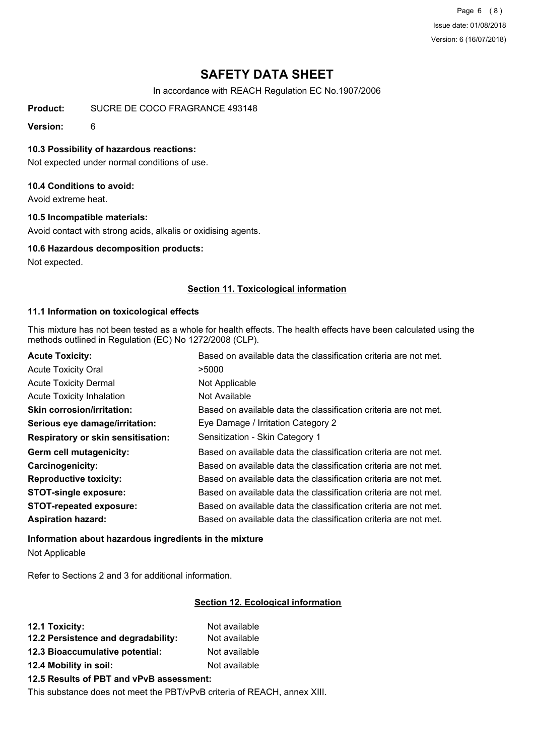# SAFETY DATA SHEET

In accordance with REACH Regulation EC No.1907/2006

**Product:** SUCRE DE COCO FRAGRANCE 493148

**Version:** 6

### 10.3 Possibility of hazardous reactions:

Not expected under normal conditions of use.

### 10.4 Conditions to avoid:

Avoid extreme heat.

### 10.5 Incompatible materials:

Avoid contact with strong acids, alkalis or oxidising agents.

### 10.6 Hazardous decomposition products:

Not expected.

## Section 11. Toxicological information

### 11.1 Information on toxicological effects

This mixture has not been tested as a whole for health effects. The health effects have been calculated using the methods outlined in Regulation (EC) No 1272/2008 (CLP).

| | |
|---|---|
| **Acute Toxicity:** | Based on available data the classification criteria are not met. |
| Acute Toxicity Oral | >5000 |
| Acute Toxicity Dermal | Not Applicable |
| Acute Toxicity Inhalation | Not Available |
| **Skin corrosion/irritation:** | Based on available data the classification criteria are not met. |
| **Serious eye damage/irritation:** | Eye Damage / Irritation Category 2 |
| **Respiratory or skin sensitisation:** | Sensitization - Skin Category 1 |
| **Germ cell mutagenicity:** | Based on available data the classification criteria are not met. |
| **Carcinogenicity:** | Based on available data the classification criteria are not met. |
| **Reproductive toxicity:** | Based on available data the classification criteria are not met. |
| **STOT-single exposure:** | Based on available data the classification criteria are not met. |
| **STOT-repeated exposure:** | Based on available data the classification criteria are not met. |
| **Aspiration hazard:** | Based on available data the classification criteria are not met. |

### Information about hazardous ingredients in the mixture

Not Applicable

Refer to Sections 2 and 3 for additional information.

## Section 12. Ecological information

| | |
|---|---|
| **12.1 Toxicity:** | Not available |
| **12.2 Persistence and degradability:** | Not available |
| **12.3 Bioaccumulative potential:** | Not available |
| **12.4 Mobility in soil:** | Not available |

### 12.5 Results of PBT and vPvB assessment:

This substance does not meet the PBT/vPvB criteria of REACH, annex XIII.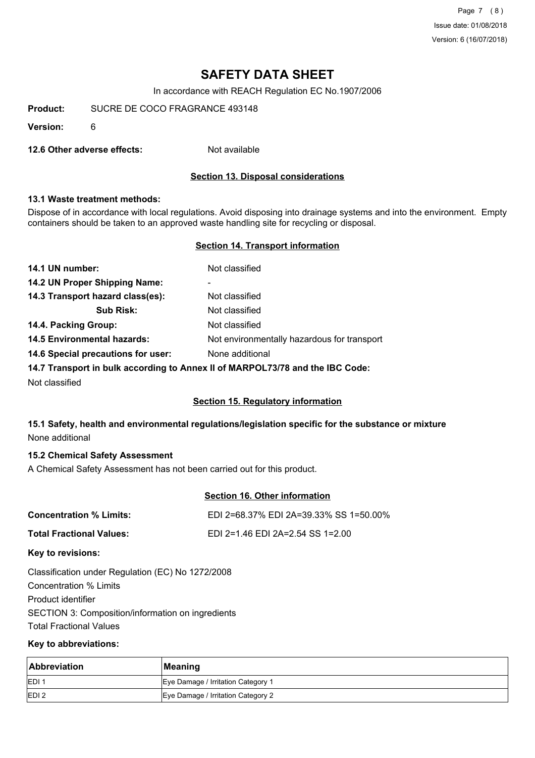# SAFETY DATA SHEET

In accordance with REACH Regulation EC No.1907/2006

**Product:** SUCRE DE COCO FRAGRANCE 493148

**Version:** 6

**12.6 Other adverse effects:** Not available

## Section 13. Disposal considerations

### 13.1 Waste treatment methods:

Dispose of in accordance with local regulations. Avoid disposing into drainage systems and into the environment. Empty containers should be taken to an approved waste handling site for recycling or disposal.

## Section 14. Transport information

**14.1 UN number:** Not classified

**14.2 UN Proper Shipping Name:** -

**14.3 Transport hazard class(es):** Not classified

**Sub Risk:** Not classified

**14.4. Packing Group:** Not classified

**14.5 Environmental hazards:** Not environmentally hazardous for transport

**14.6 Special precautions for user:** None additional

**14.7 Transport in bulk according to Annex II of MARPOL73/78 and the IBC Code:**

Not classified

## Section 15. Regulatory information

### 15.1 Safety, health and environmental regulations/legislation specific for the substance or mixture

None additional

### 15.2 Chemical Safety Assessment

A Chemical Safety Assessment has not been carried out for this product.

## Section 16. Other information

**Concentration % Limits:** EDI 2=68.37% EDI 2A=39.33% SS 1=50.00%

**Total Fractional Values:** EDI 2=1.46 EDI 2A=2.54 SS 1=2.00

**Key to revisions:**

Classification under Regulation (EC) No 1272/2008

Concentration % Limits

Product identifier

SECTION 3: Composition/information on ingredients

Total Fractional Values

**Key to abbreviations:**

| Abbreviation | Meaning |
|---|---|
| EDI 1 | Eye Damage / Irritation Category 1 |
| EDI 2 | Eye Damage / Irritation Category 2 |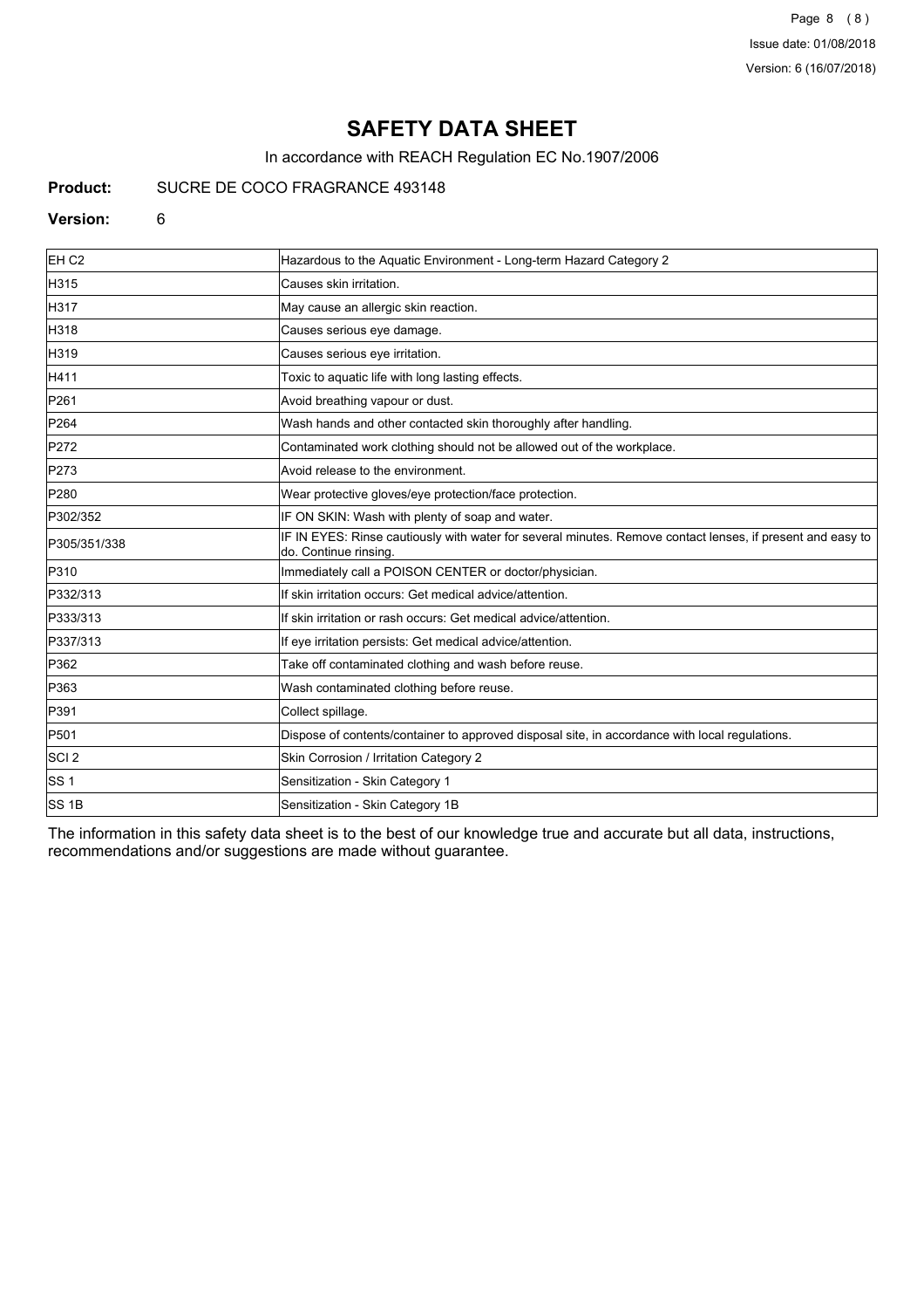# SAFETY DATA SHEET

In accordance with REACH Regulation EC No.1907/2006

**Product:** SUCRE DE COCO FRAGRANCE 493148

**Version:** 6

| | |
|---|---|
| EH C2 | Hazardous to the Aquatic Environment - Long-term Hazard Category 2 |
| H315 | Causes skin irritation. |
| H317 | May cause an allergic skin reaction. |
| H318 | Causes serious eye damage. |
| H319 | Causes serious eye irritation. |
| H411 | Toxic to aquatic life with long lasting effects. |
| P261 | Avoid breathing vapour or dust. |
| P264 | Wash hands and other contacted skin thoroughly after handling. |
| P272 | Contaminated work clothing should not be allowed out of the workplace. |
| P273 | Avoid release to the environment. |
| P280 | Wear protective gloves/eye protection/face protection. |
| P302/352 | IF ON SKIN: Wash with plenty of soap and water. |
| P305/351/338 | IF IN EYES: Rinse cautiously with water for several minutes. Remove contact lenses, if present and easy to do. Continue rinsing. |
| P310 | Immediately call a POISON CENTER or doctor/physician. |
| P332/313 | If skin irritation occurs: Get medical advice/attention. |
| P333/313 | If skin irritation or rash occurs: Get medical advice/attention. |
| P337/313 | If eye irritation persists: Get medical advice/attention. |
| P362 | Take off contaminated clothing and wash before reuse. |
| P363 | Wash contaminated clothing before reuse. |
| P391 | Collect spillage. |
| P501 | Dispose of contents/container to approved disposal site, in accordance with local regulations. |
| SCI 2 | Skin Corrosion / Irritation Category 2 |
| SS 1 | Sensitization - Skin Category 1 |
| SS 1B | Sensitization - Skin Category 1B |

The information in this safety data sheet is to the best of our knowledge true and accurate but all data, instructions, recommendations and/or suggestions are made without guarantee.